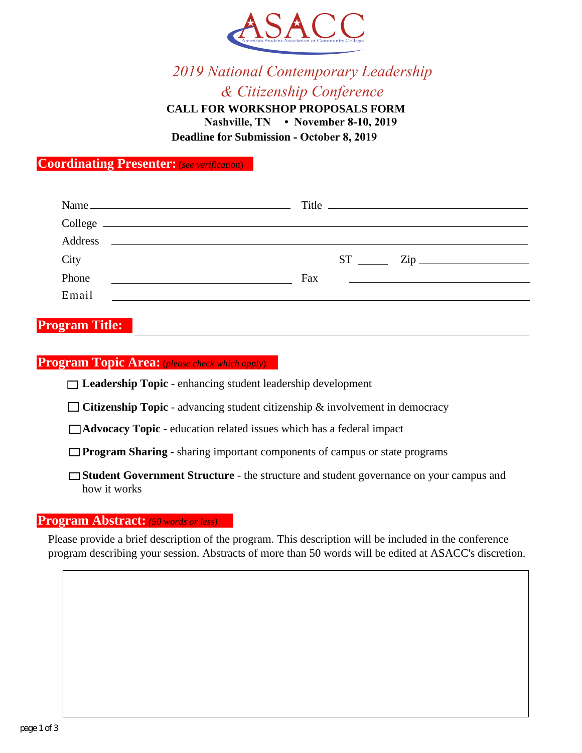ASACC

American Student Association of Community Colleges

# *2019 National Contemporary Leadership & Citizenship Conference*

**CALL FOR WORKSHOP PROPOSALS FORM**

**Nashville, TN • November 8-10, 2019**

**Deadline for Submission - October 8, 2019**

## Coordinating Presenter: (*see verification*)

Name \_\_\_\_\_\_\_\_\_\_\_\_\_\_\_\_\_\_\_\_ Title \_\_\_\_\_\_\_\_\_\_\_\_\_\_\_\_\_\_\_\_

College \_\_\_\_\_\_\_\_\_\_\_\_\_\_\_\_\_\_\_\_\_\_\_\_\_\_\_\_\_\_\_\_\_\_\_\_\_\_\_\_

Address \_\_\_\_\_\_\_\_\_\_\_\_\_\_\_\_\_\_\_\_\_\_\_\_\_\_\_\_\_\_\_\_\_\_\_\_\_\_\_\_

City \_\_\_\_\_\_\_\_\_\_\_\_\_\_\_\_\_\_\_\_ ST \_\_\_\_\_ Zip \_\_\_\_\_\_\_\_\_\_

Phone \_\_\_\_\_\_\_\_\_\_\_\_\_\_\_\_\_\_\_\_ Fax \_\_\_\_\_\_\_\_\_\_\_\_\_\_\_\_\_\_\_\_

Email \_\_\_\_\_\_\_\_\_\_\_\_\_\_\_\_\_\_\_\_\_\_\_\_\_\_\_\_\_\_\_\_\_\_\_\_\_\_\_\_

## Program Title: \_\_\_\_\_\_\_\_\_\_\_\_\_\_\_\_\_\_\_\_\_\_\_\_\_\_\_\_\_\_\_\_\_\_\_\_\_\_\_\_

## Program Topic Area: (*please check which apply*)

- ☐ **Leadership Topic** - enhancing student leadership development
- ☐ **Citizenship Topic** - advancing student citizenship & involvement in democracy
- ☐ **Advocacy Topic** - education related issues which has a federal impact
- ☐ **Program Sharing** - sharing important components of campus or state programs
- ☐ **Student Government Structure** - the structure and student governance on your campus and how it works

## Program Abstract: *(50 words or less)*

Please provide a brief description of the program. This description will be included in the conference program describing your session. Abstracts of more than 50 words will be edited at ASACC's discretion.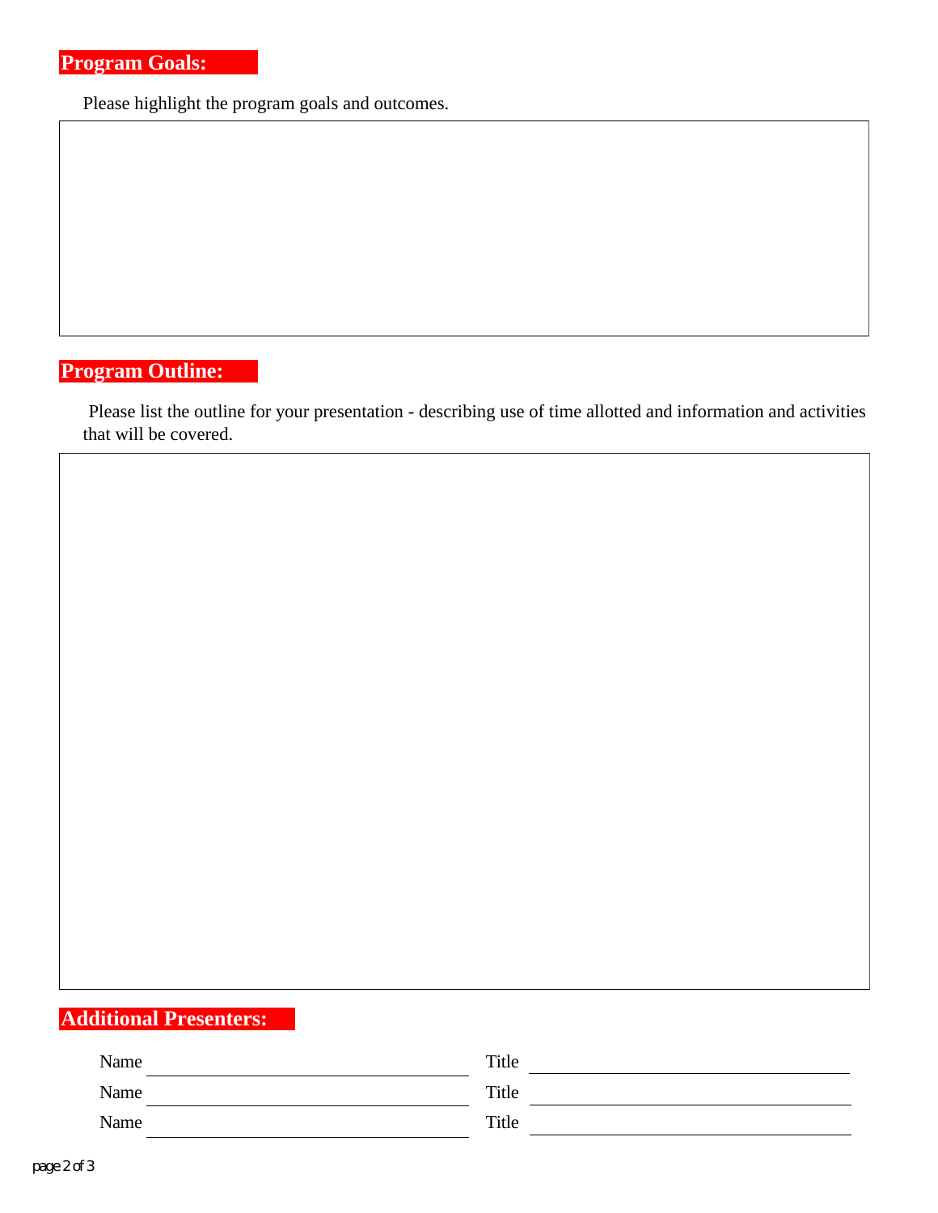## Program Goals:

Please highlight the program goals and outcomes.

## Program Outline:

Please list the outline for your presentation - describing use of time allotted and information and activities that will be covered.

## Additional Presenters:

| Name | | Title | |
|---|---|---|---|
| Name | | Title | |
| Name | | Title | |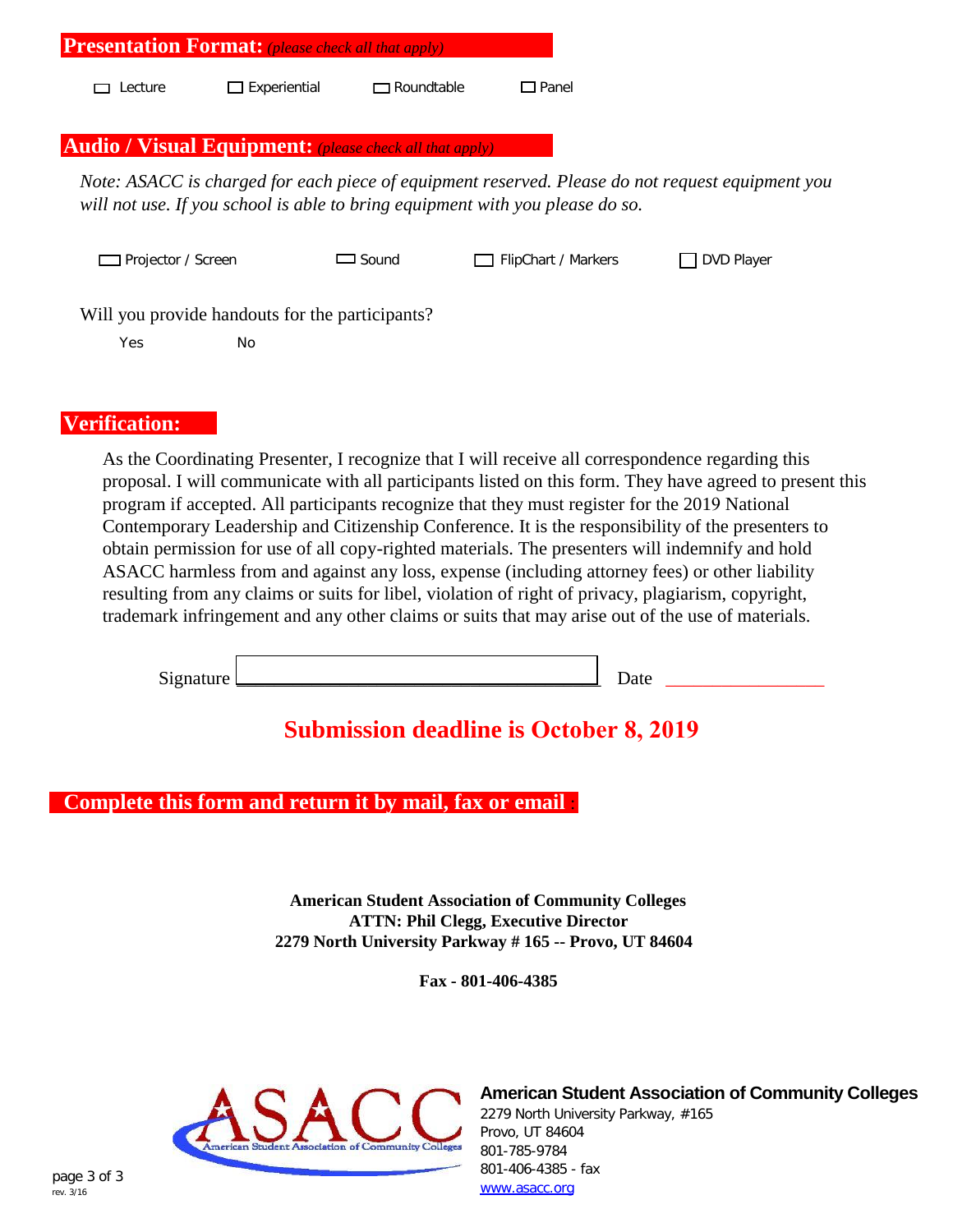## Presentation Format: *(please check all that apply)*

☐ Lecture ☐ Experiential ☐ Roundtable ☐ Panel

## Audio / Visual Equipment: *(please check all that apply)*

*Note: ASACC is charged for each piece of equipment reserved. Please do not request equipment you will not use. If you school is able to bring equipment with you please do so.*

☐ Projector / Screen ☐ Sound ☐ FlipChart / Markers ☐ DVD Player

Will you provide handouts for the participants?

Yes No

## Verification:

As the Coordinating Presenter, I recognize that I will receive all correspondence regarding this proposal. I will communicate with all participants listed on this form. They have agreed to present this program if accepted. All participants recognize that they must register for the 2019 National Contemporary Leadership and Citizenship Conference. It is the responsibility of the presenters to obtain permission for use of all copy-righted materials. The presenters will indemnify and hold ASACC harmless from and against any loss, expense (including attorney fees) or other liability resulting from any claims or suits for libel, violation of right of privacy, plagiarism, copyright, trademark infringement and any other claims or suits that may arise out of the use of materials.

Signature ______________________ Date ______________

**Submission deadline is October 8, 2019**

## Complete this form and return it by mail, fax or email :

**American Student Association of Community Colleges**
**ATTN: Phil Clegg, Executive Director**
**2279 North University Parkway # 165 -- Provo, UT 84604**

**Fax - 801-406-4385**

ASACC
American Student Association of Community Colleges

**American Student Association of Community Colleges**
2279 North University Parkway, #165
Provo, UT 84604
801-785-9784
801-406-4385 - fax
www.asacc.org

rev. 3/16